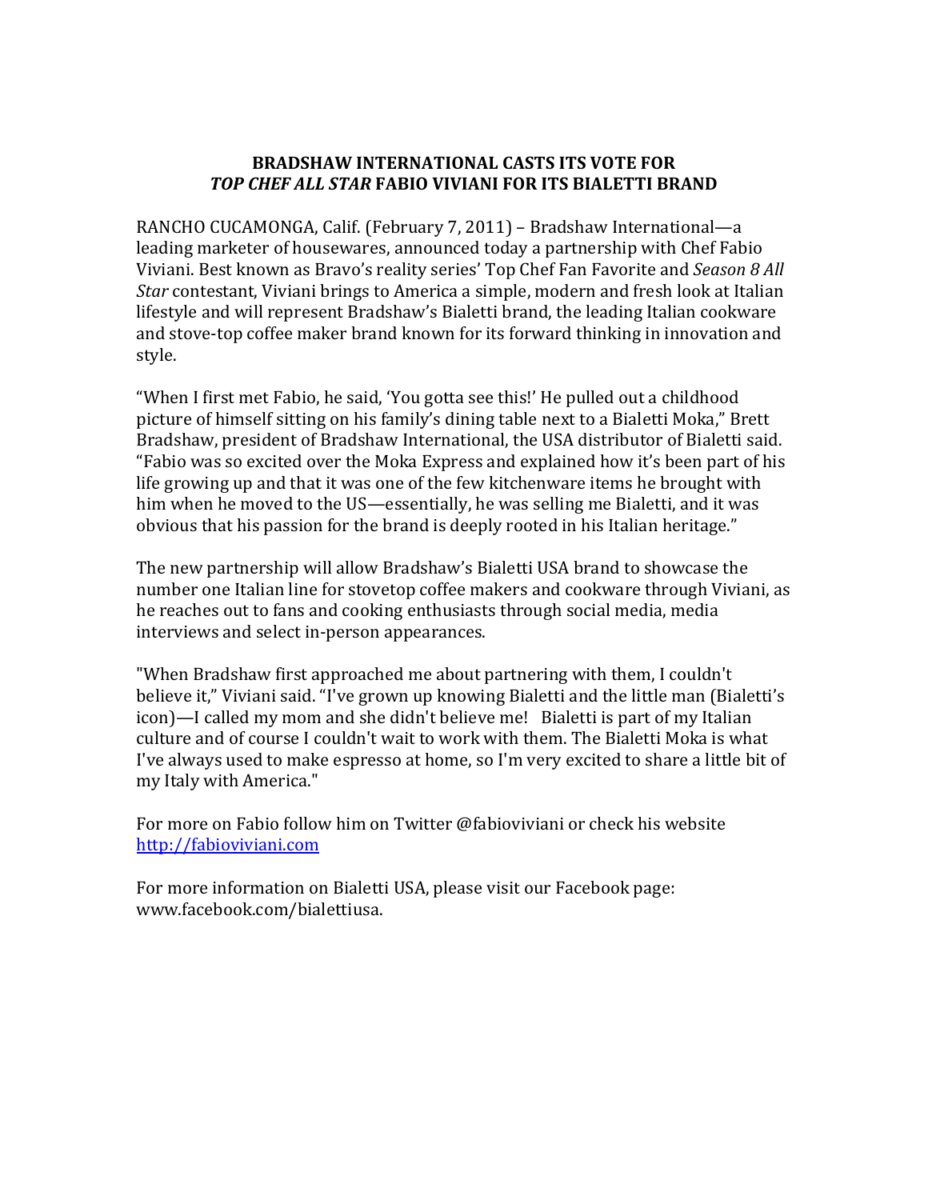**BRADSHAW INTERNATIONAL CASTS ITS VOTE FOR *TOP CHEF ALL STAR* FABIO VIVIANI FOR ITS BIALETTI BRAND**

RANCHO CUCAMONGA, Calif. (February 7, 2011) – Bradshaw International—a leading marketer of housewares, announced today a partnership with Chef Fabio Viviani. Best known as Bravo's reality series' Top Chef Fan Favorite and *Season 8 All Star* contestant, Viviani brings to America a simple, modern and fresh look at Italian lifestyle and will represent Bradshaw's Bialetti brand, the leading Italian cookware and stove-top coffee maker brand known for its forward thinking in innovation and style.

"When I first met Fabio, he said, 'You gotta see this!' He pulled out a childhood picture of himself sitting on his family's dining table next to a Bialetti Moka," Brett Bradshaw, president of Bradshaw International, the USA distributor of Bialetti said. "Fabio was so excited over the Moka Express and explained how it's been part of his life growing up and that it was one of the few kitchenware items he brought with him when he moved to the US—essentially, he was selling me Bialetti, and it was obvious that his passion for the brand is deeply rooted in his Italian heritage."

The new partnership will allow Bradshaw's Bialetti USA brand to showcase the number one Italian line for stovetop coffee makers and cookware through Viviani, as he reaches out to fans and cooking enthusiasts through social media, media interviews and select in-person appearances.

"When Bradshaw first approached me about partnering with them, I couldn't believe it," Viviani said. "I've grown up knowing Bialetti and the little man (Bialetti's icon)—I called my mom and she didn't believe me! Bialetti is part of my Italian culture and of course I couldn't wait to work with them. The Bialetti Moka is what I've always used to make espresso at home, so I'm very excited to share a little bit of my Italy with America."

For more on Fabio follow him on Twitter @fabioviviani or check his website [http://fabioviviani.com](http://fabioviviani.com)

For more information on Bialetti USA, please visit our Facebook page: www.facebook.com/bialettiusa.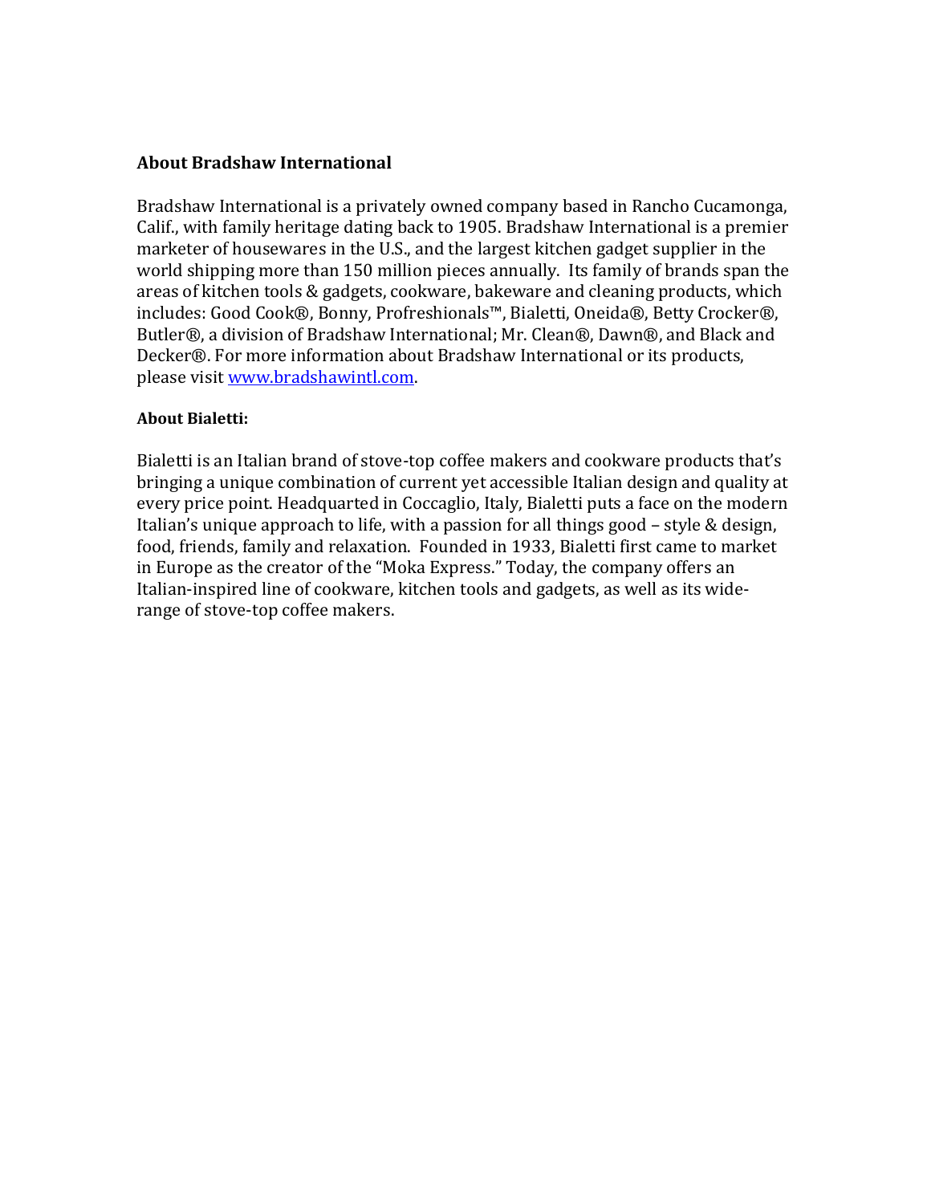**About Bradshaw International**

Bradshaw International is a privately owned company based in Rancho Cucamonga, Calif., with family heritage dating back to 1905. Bradshaw International is a premier marketer of housewares in the U.S., and the largest kitchen gadget supplier in the world shipping more than 150 million pieces annually. Its family of brands span the areas of kitchen tools & gadgets, cookware, bakeware and cleaning products, which includes: Good Cook®, Bonny, Profreshionals™, Bialetti, Oneida®, Betty Crocker®, Butler®, a division of Bradshaw International; Mr. Clean®, Dawn®, and Black and Decker®. For more information about Bradshaw International or its products, please visit [www.bradshawintl.com](http://www.bradshawintl.com).

**About Bialetti:**

Bialetti is an Italian brand of stove-top coffee makers and cookware products that's bringing a unique combination of current yet accessible Italian design and quality at every price point. Headquarted in Coccaglio, Italy, Bialetti puts a face on the modern Italian's unique approach to life, with a passion for all things good – style & design, food, friends, family and relaxation. Founded in 1933, Bialetti first came to market in Europe as the creator of the "Moka Express." Today, the company offers an Italian-inspired line of cookware, kitchen tools and gadgets, as well as its wide-range of stove-top coffee makers.